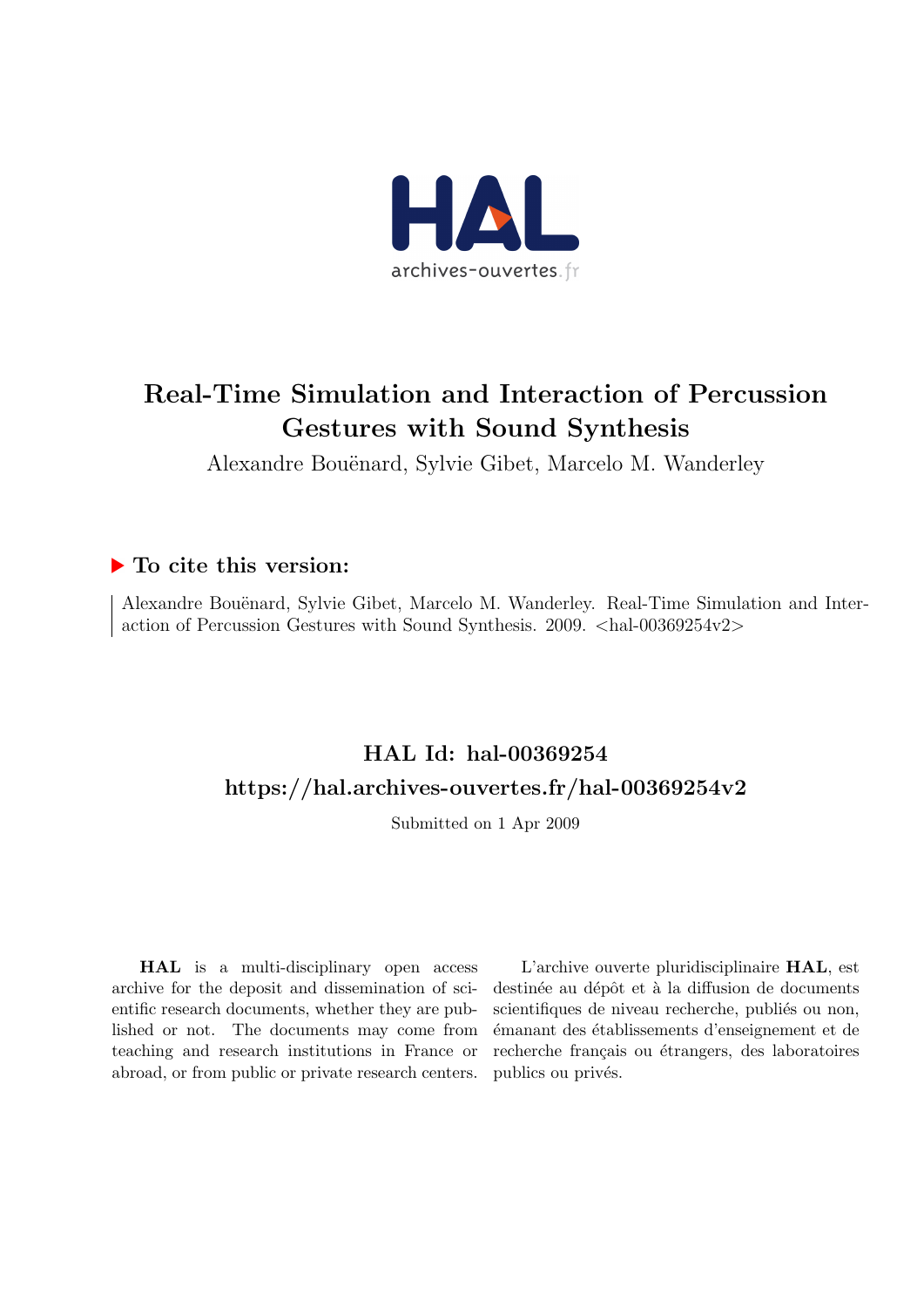# Real-Time Simulation and Interaction of Percussion Gestures with Sound Synthesis

Alexandre Bouënard, Sylvie Gibet, Marcelo M. Wanderley

## ▶ To cite this version:

Alexandre Bouënard, Sylvie Gibet, Marcelo M. Wanderley. Real-Time Simulation and Interaction of Percussion Gestures with Sound Synthesis. 2009. <hal-00369254v2>

## HAL Id: hal-00369254

## https://hal.archives-ouvertes.fr/hal-00369254v2

Submitted on 1 Apr 2009

**HAL** is a multi-disciplinary open access archive for the deposit and dissemination of scientific research documents, whether they are published or not. The documents may come from teaching and research institutions in France or abroad, or from public or private research centers.

L'archive ouverte pluridisciplinaire **HAL**, est destinée au dépôt et à la diffusion de documents scientifiques de niveau recherche, publiés ou non, émanant des établissements d'enseignement et de recherche français ou étrangers, des laboratoires publics ou privés.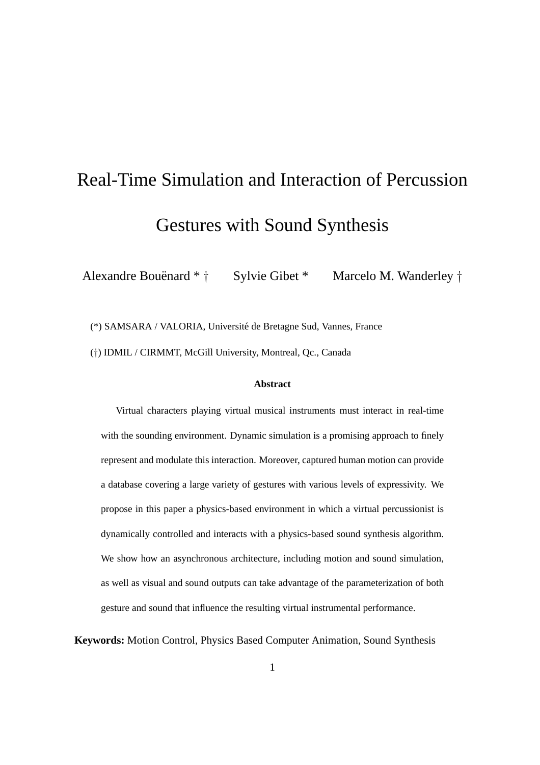# Real-Time Simulation and Interaction of Percussion Gestures with Sound Synthesis

Alexandre Bouënard * † Sylvie Gibet * Marcelo M. Wanderley †

(*) SAMSARA / VALORIA, Université de Bretagne Sud, Vannes, France

(†) IDMIL / CIRMMT, McGill University, Montreal, Qc., Canada

**Abstract**

Virtual characters playing virtual musical instruments must interact in real-time with the sounding environment. Dynamic simulation is a promising approach to finely represent and modulate this interaction. Moreover, captured human motion can provide a database covering a large variety of gestures with various levels of expressivity. We propose in this paper a physics-based environment in which a virtual percussionist is dynamically controlled and interacts with a physics-based sound synthesis algorithm. We show how an asynchronous architecture, including motion and sound simulation, as well as visual and sound outputs can take advantage of the parameterization of both gesture and sound that influence the resulting virtual instrumental performance.

**Keywords:** Motion Control, Physics Based Computer Animation, Sound Synthesis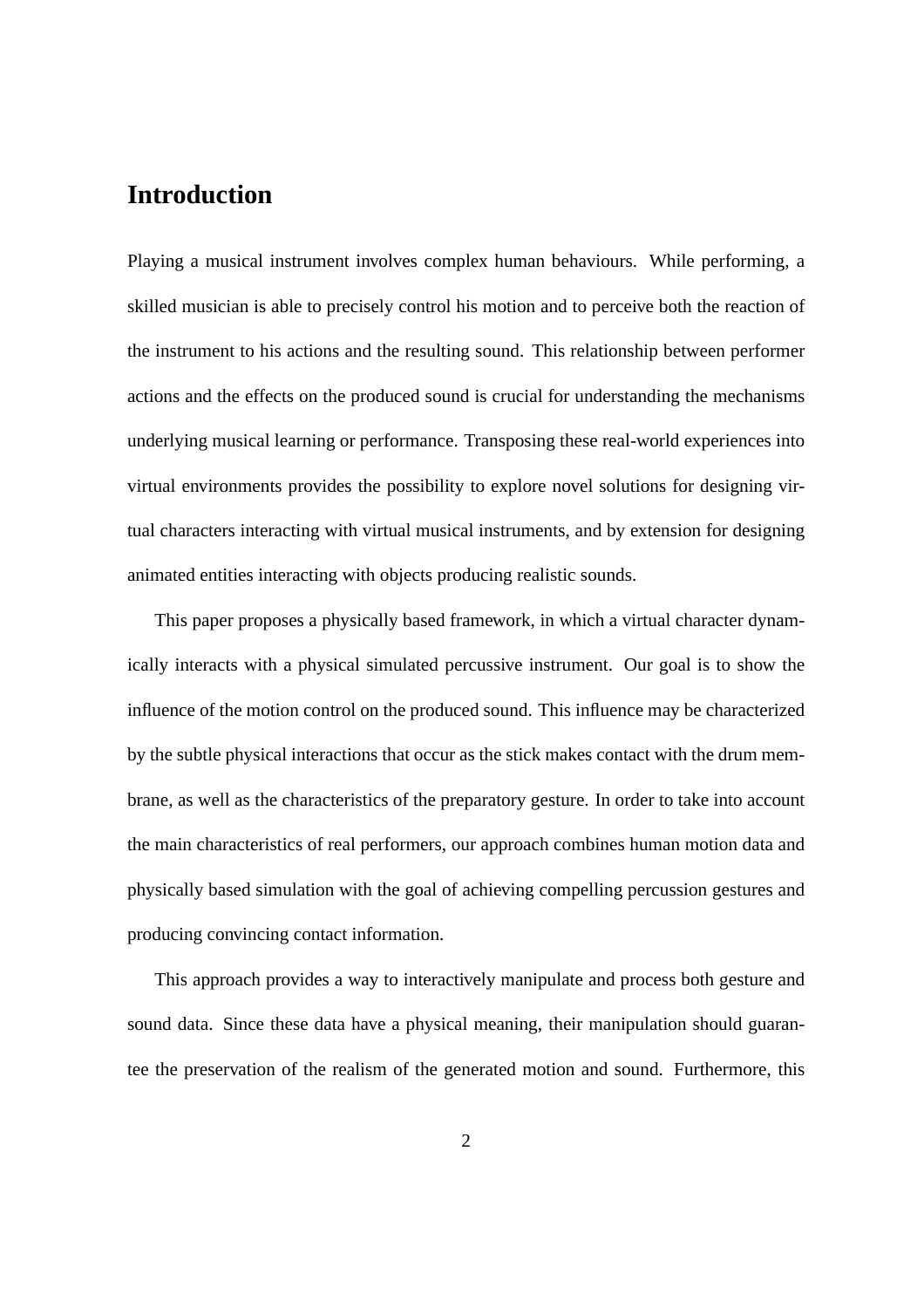# Introduction

Playing a musical instrument involves complex human behaviours. While performing, a skilled musician is able to precisely control his motion and to perceive both the reaction of the instrument to his actions and the resulting sound. This relationship between performer actions and the effects on the produced sound is crucial for understanding the mechanisms underlying musical learning or performance. Transposing these real-world experiences into virtual environments provides the possibility to explore novel solutions for designing virtual characters interacting with virtual musical instruments, and by extension for designing animated entities interacting with objects producing realistic sounds.

This paper proposes a physically based framework, in which a virtual character dynamically interacts with a physical simulated percussive instrument. Our goal is to show the influence of the motion control on the produced sound. This influence may be characterized by the subtle physical interactions that occur as the stick makes contact with the drum membrane, as well as the characteristics of the preparatory gesture. In order to take into account the main characteristics of real performers, our approach combines human motion data and physically based simulation with the goal of achieving compelling percussion gestures and producing convincing contact information.

This approach provides a way to interactively manipulate and process both gesture and sound data. Since these data have a physical meaning, their manipulation should guarantee the preservation of the realism of the generated motion and sound. Furthermore, this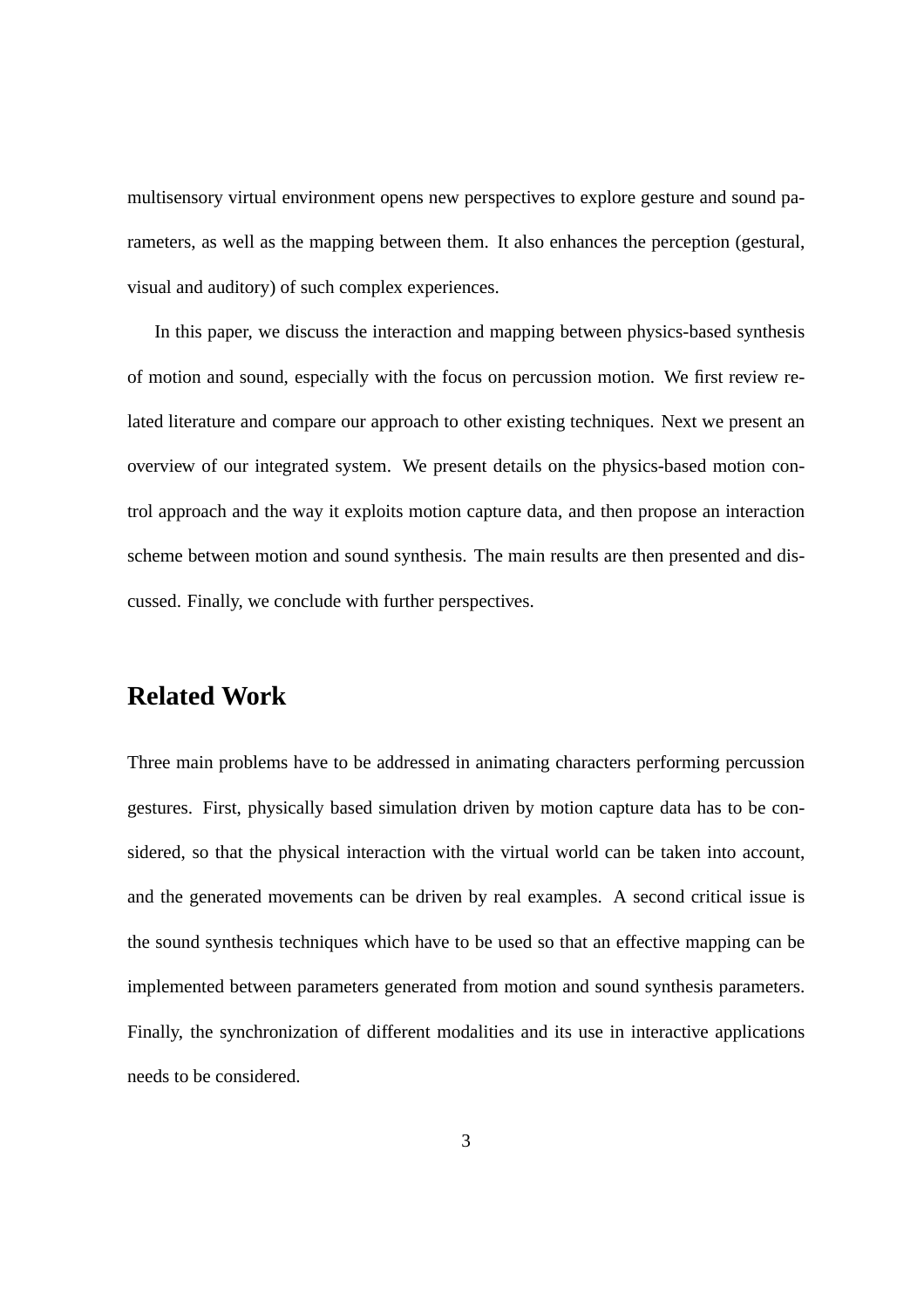multisensory virtual environment opens new perspectives to explore gesture and sound parameters, as well as the mapping between them. It also enhances the perception (gestural, visual and auditory) of such complex experiences.

In this paper, we discuss the interaction and mapping between physics-based synthesis of motion and sound, especially with the focus on percussion motion. We first review related literature and compare our approach to other existing techniques. Next we present an overview of our integrated system. We present details on the physics-based motion control approach and the way it exploits motion capture data, and then propose an interaction scheme between motion and sound synthesis. The main results are then presented and discussed. Finally, we conclude with further perspectives.

## Related Work

Three main problems have to be addressed in animating characters performing percussion gestures. First, physically based simulation driven by motion capture data has to be considered, so that the physical interaction with the virtual world can be taken into account, and the generated movements can be driven by real examples. A second critical issue is the sound synthesis techniques which have to be used so that an effective mapping can be implemented between parameters generated from motion and sound synthesis parameters. Finally, the synchronization of different modalities and its use in interactive applications needs to be considered.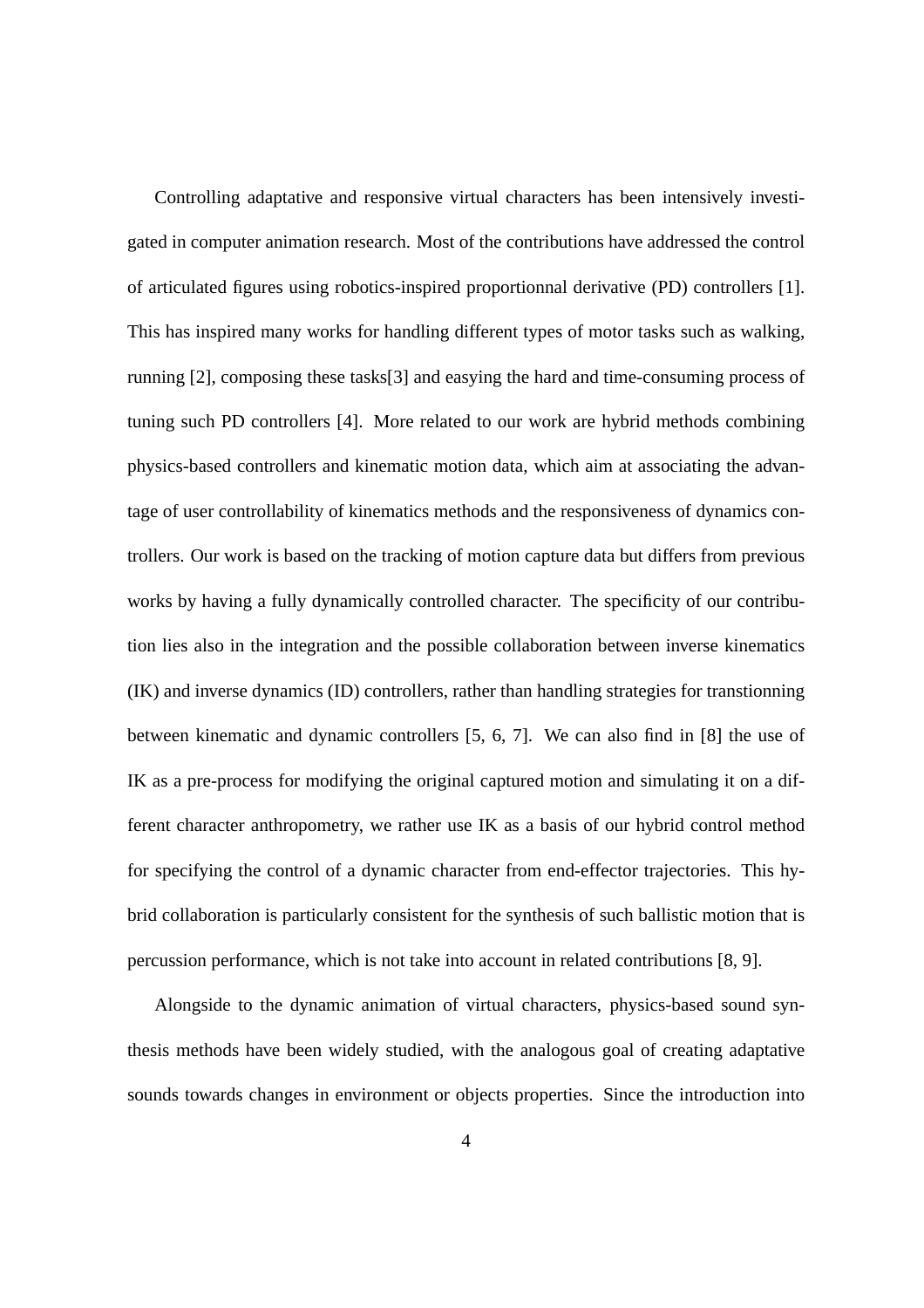Controlling adaptative and responsive virtual characters has been intensively investigated in computer animation research. Most of the contributions have addressed the control of articulated figures using robotics-inspired proportionnal derivative (PD) controllers [1]. This has inspired many works for handling different types of motor tasks such as walking, running [2], composing these tasks[3] and easying the hard and time-consuming process of tuning such PD controllers [4]. More related to our work are hybrid methods combining physics-based controllers and kinematic motion data, which aim at associating the advantage of user controllability of kinematics methods and the responsiveness of dynamics controllers. Our work is based on the tracking of motion capture data but differs from previous works by having a fully dynamically controlled character. The specificity of our contribution lies also in the integration and the possible collaboration between inverse kinematics (IK) and inverse dynamics (ID) controllers, rather than handling strategies for transtionning between kinematic and dynamic controllers [5, 6, 7]. We can also find in [8] the use of IK as a pre-process for modifying the original captured motion and simulating it on a different character anthropometry, we rather use IK as a basis of our hybrid control method for specifying the control of a dynamic character from end-effector trajectories. This hybrid collaboration is particularly consistent for the synthesis of such ballistic motion that is percussion performance, which is not take into account in related contributions [8, 9].

Alongside to the dynamic animation of virtual characters, physics-based sound synthesis methods have been widely studied, with the analogous goal of creating adaptative sounds towards changes in environment or objects properties. Since the introduction into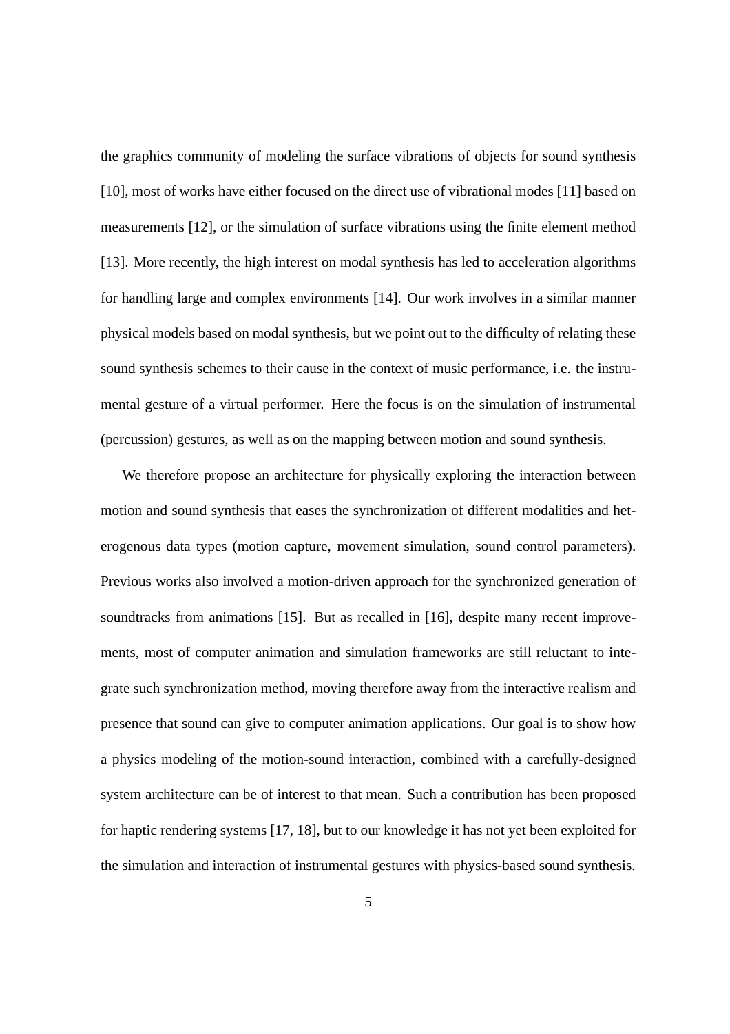the graphics community of modeling the surface vibrations of objects for sound synthesis [10], most of works have either focused on the direct use of vibrational modes [11] based on measurements [12], or the simulation of surface vibrations using the finite element method [13]. More recently, the high interest on modal synthesis has led to acceleration algorithms for handling large and complex environments [14]. Our work involves in a similar manner physical models based on modal synthesis, but we point out to the difficulty of relating these sound synthesis schemes to their cause in the context of music performance, i.e. the instrumental gesture of a virtual performer. Here the focus is on the simulation of instrumental (percussion) gestures, as well as on the mapping between motion and sound synthesis.

We therefore propose an architecture for physically exploring the interaction between motion and sound synthesis that eases the synchronization of different modalities and heterogenous data types (motion capture, movement simulation, sound control parameters). Previous works also involved a motion-driven approach for the synchronized generation of soundtracks from animations [15]. But as recalled in [16], despite many recent improvements, most of computer animation and simulation frameworks are still reluctant to integrate such synchronization method, moving therefore away from the interactive realism and presence that sound can give to computer animation applications. Our goal is to show how a physics modeling of the motion-sound interaction, combined with a carefully-designed system architecture can be of interest to that mean. Such a contribution has been proposed for haptic rendering systems [17, 18], but to our knowledge it has not yet been exploited for the simulation and interaction of instrumental gestures with physics-based sound synthesis.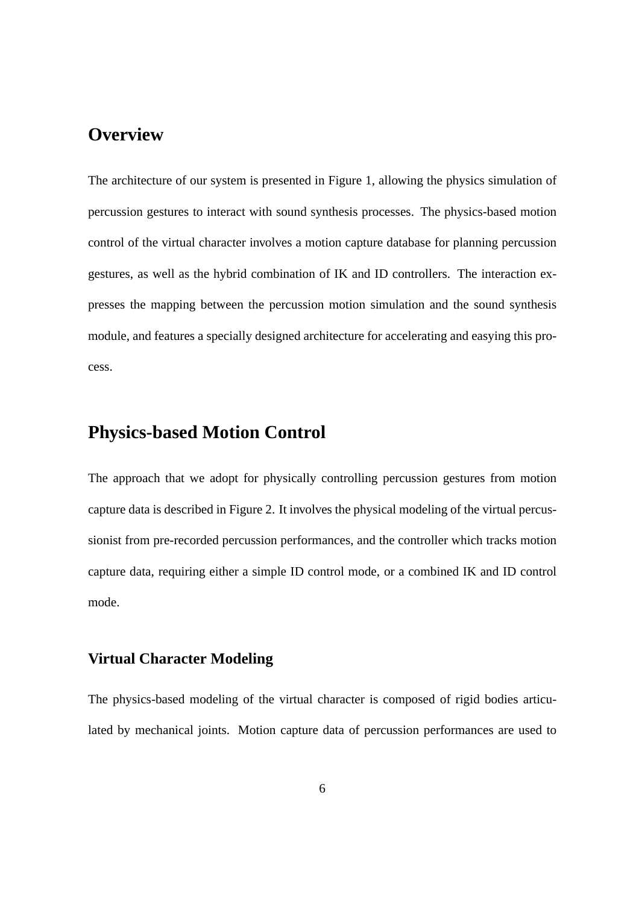## Overview

The architecture of our system is presented in Figure 1, allowing the physics simulation of percussion gestures to interact with sound synthesis processes. The physics-based motion control of the virtual character involves a motion capture database for planning percussion gestures, as well as the hybrid combination of IK and ID controllers. The interaction expresses the mapping between the percussion motion simulation and the sound synthesis module, and features a specially designed architecture for accelerating and easying this process.

## Physics-based Motion Control

The approach that we adopt for physically controlling percussion gestures from motion capture data is described in Figure 2. It involves the physical modeling of the virtual percussionist from pre-recorded percussion performances, and the controller which tracks motion capture data, requiring either a simple ID control mode, or a combined IK and ID control mode.

### Virtual Character Modeling

The physics-based modeling of the virtual character is composed of rigid bodies articulated by mechanical joints. Motion capture data of percussion performances are used to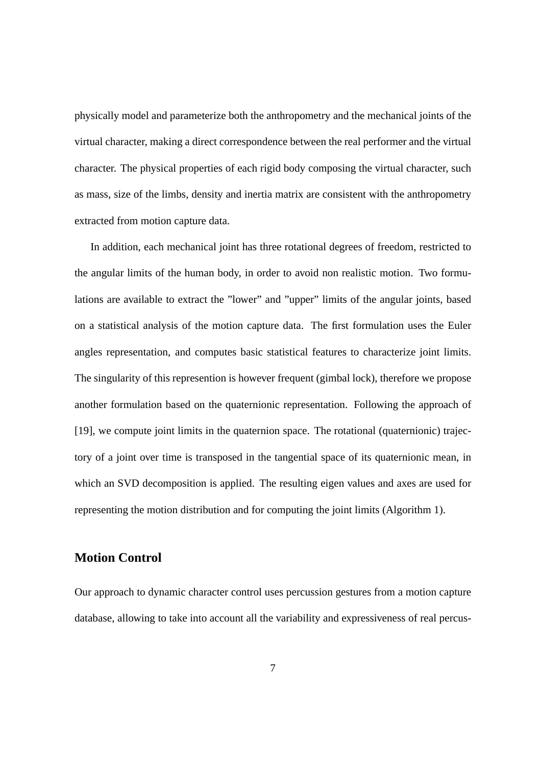physically model and parameterize both the anthropometry and the mechanical joints of the virtual character, making a direct correspondence between the real performer and the virtual character. The physical properties of each rigid body composing the virtual character, such as mass, size of the limbs, density and inertia matrix are consistent with the anthropometry extracted from motion capture data.

In addition, each mechanical joint has three rotational degrees of freedom, restricted to the angular limits of the human body, in order to avoid non realistic motion. Two formulations are available to extract the ”lower” and ”upper” limits of the angular joints, based on a statistical analysis of the motion capture data. The first formulation uses the Euler angles representation, and computes basic statistical features to characterize joint limits. The singularity of this represention is however frequent (gimbal lock), therefore we propose another formulation based on the quaternionic representation. Following the approach of [19], we compute joint limits in the quaternion space. The rotational (quaternionic) trajectory of a joint over time is transposed in the tangential space of its quaternionic mean, in which an SVD decomposition is applied. The resulting eigen values and axes are used for representing the motion distribution and for computing the joint limits (Algorithm 1).

## Motion Control

Our approach to dynamic character control uses percussion gestures from a motion capture database, allowing to take into account all the variability and expressiveness of real percus-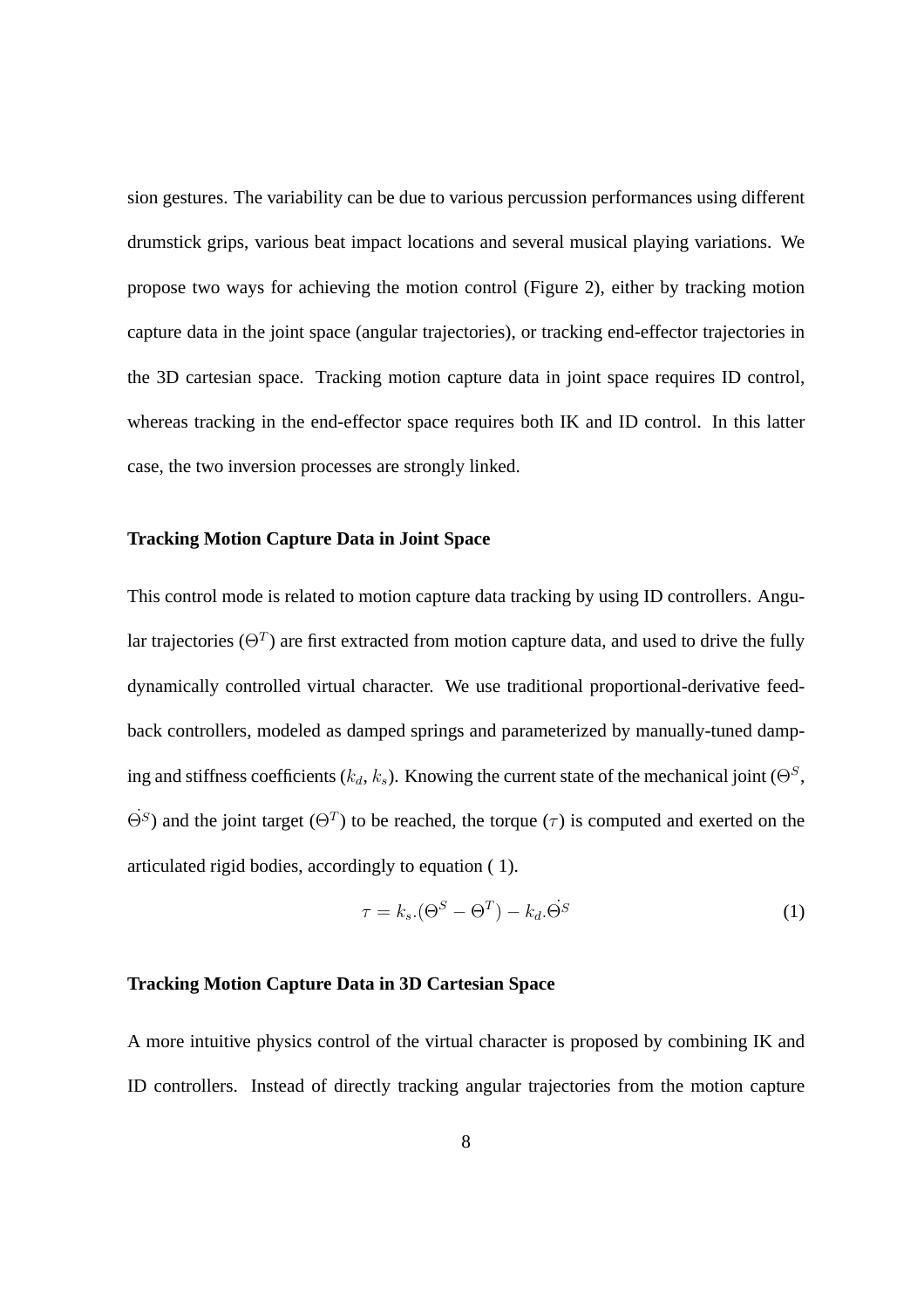sion gestures. The variability can be due to various percussion performances using different drumstick grips, various beat impact locations and several musical playing variations. We propose two ways for achieving the motion control (Figure 2), either by tracking motion capture data in the joint space (angular trajectories), or tracking end-effector trajectories in the 3D cartesian space. Tracking motion capture data in joint space requires ID control, whereas tracking in the end-effector space requires both IK and ID control. In this latter case, the two inversion processes are strongly linked.

**Tracking Motion Capture Data in Joint Space**

This control mode is related to motion capture data tracking by using ID controllers. Angular trajectories ($\Theta^T$) are first extracted from motion capture data, and used to drive the fully dynamically controlled virtual character. We use traditional proportional-derivative feedback controllers, modeled as damped springs and parameterized by manually-tuned damping and stiffness coefficients ($k_d$, $k_s$). Knowing the current state of the mechanical joint ($\Theta^S$, $\dot{\Theta}^S$) and the joint target ($\Theta^T$) to be reached, the torque ($\tau$) is computed and exerted on the articulated rigid bodies, accordingly to equation ( 1).

$$\tau = k_s.(\Theta^S - \Theta^T) - k_d.\dot{\Theta}^S \tag{1}$$

**Tracking Motion Capture Data in 3D Cartesian Space**

A more intuitive physics control of the virtual character is proposed by combining IK and ID controllers. Instead of directly tracking angular trajectories from the motion capture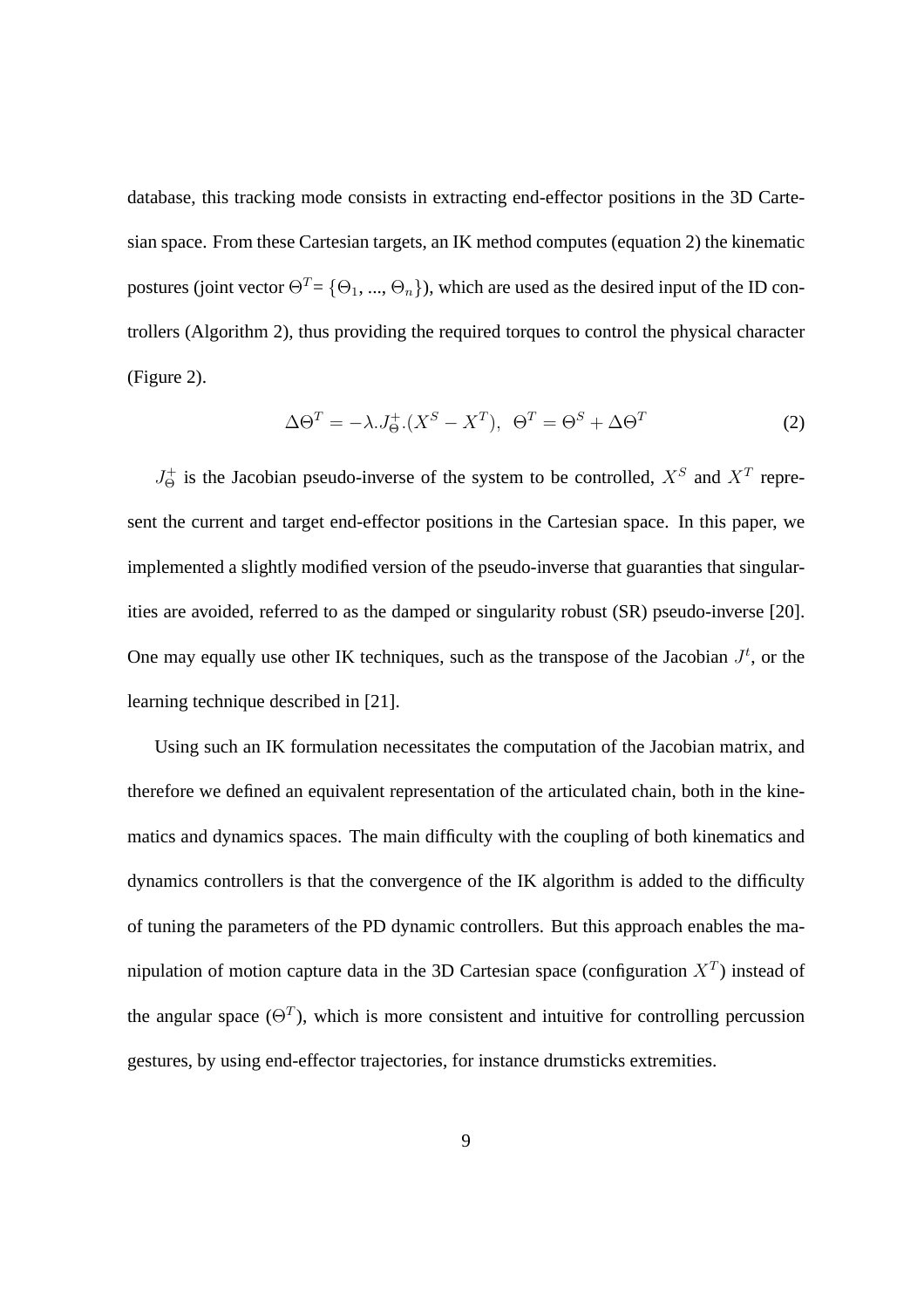database, this tracking mode consists in extracting end-effector positions in the 3D Cartesian space. From these Cartesian targets, an IK method computes (equation 2) the kinematic postures (joint vector $\Theta^T = \{\Theta_1, ..., \Theta_n\}$), which are used as the desired input of the ID controllers (Algorithm 2), thus providing the required torques to control the physical character (Figure 2).

$$\Delta\Theta^T = -\lambda . J^+_\Theta . (X^S - X^T), \;\; \Theta^T = \Theta^S + \Delta\Theta^T \tag{2}$$

$J^+_\Theta$ is the Jacobian pseudo-inverse of the system to be controlled, $X^S$ and $X^T$ represent the current and target end-effector positions in the Cartesian space. In this paper, we implemented a slightly modified version of the pseudo-inverse that guaranties that singularities are avoided, referred to as the damped or singularity robust (SR) pseudo-inverse [20]. One may equally use other IK techniques, such as the transpose of the Jacobian $J^t$, or the learning technique described in [21].

Using such an IK formulation necessitates the computation of the Jacobian matrix, and therefore we defined an equivalent representation of the articulated chain, both in the kinematics and dynamics spaces. The main difficulty with the coupling of both kinematics and dynamics controllers is that the convergence of the IK algorithm is added to the difficulty of tuning the parameters of the PD dynamic controllers. But this approach enables the manipulation of motion capture data in the 3D Cartesian space (configuration $X^T$) instead of the angular space ($\Theta^T$), which is more consistent and intuitive for controlling percussion gestures, by using end-effector trajectories, for instance drumsticks extremities.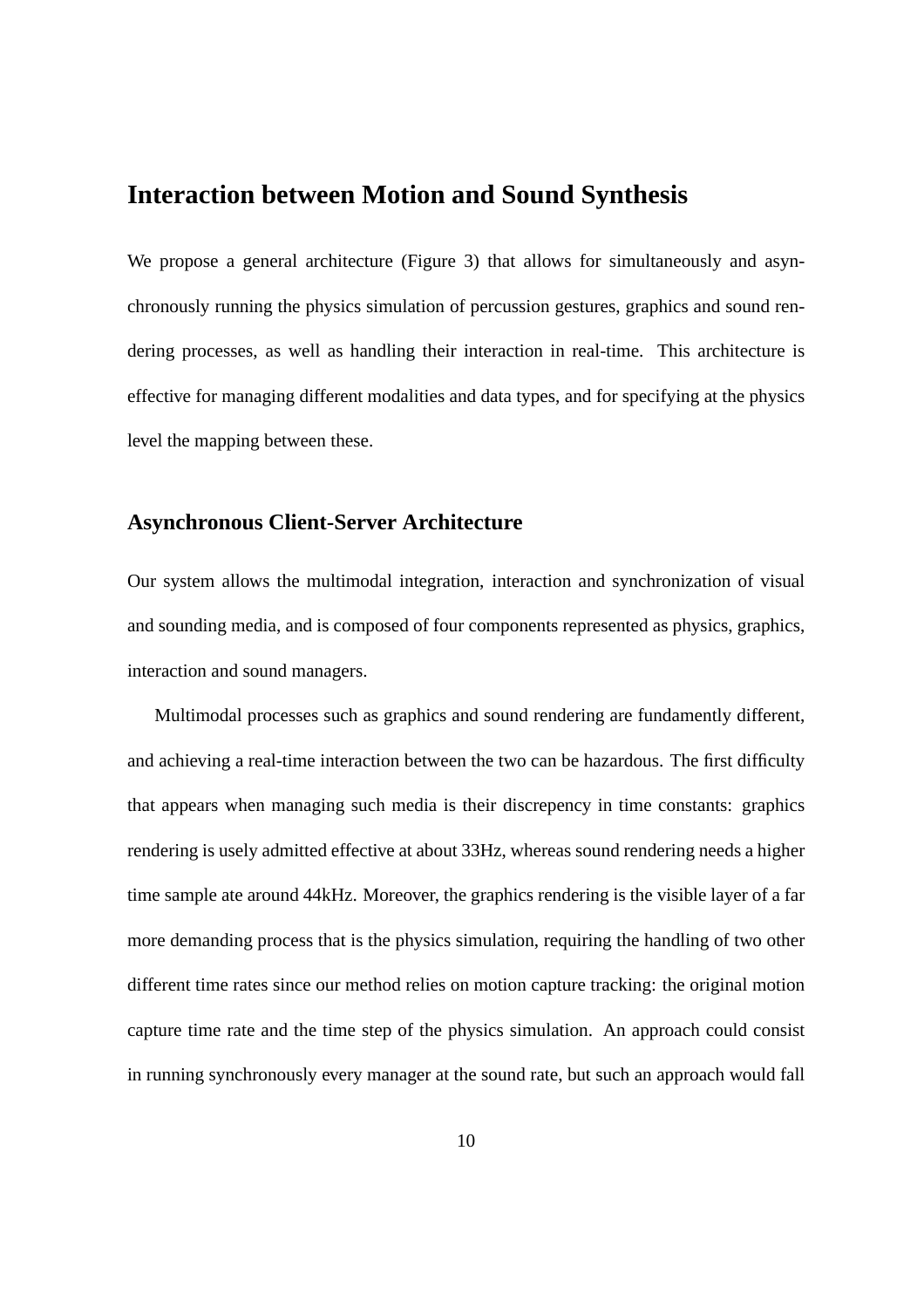## Interaction between Motion and Sound Synthesis

We propose a general architecture (Figure 3) that allows for simultaneously and asynchronously running the physics simulation of percussion gestures, graphics and sound rendering processes, as well as handling their interaction in real-time. This architecture is effective for managing different modalities and data types, and for specifying at the physics level the mapping between these.

### Asynchronous Client-Server Architecture

Our system allows the multimodal integration, interaction and synchronization of visual and sounding media, and is composed of four components represented as physics, graphics, interaction and sound managers.

Multimodal processes such as graphics and sound rendering are fundamently different, and achieving a real-time interaction between the two can be hazardous. The first difficulty that appears when managing such media is their discrepency in time constants: graphics rendering is usely admitted effective at about 33Hz, whereas sound rendering needs a higher time sample ate around 44kHz. Moreover, the graphics rendering is the visible layer of a far more demanding process that is the physics simulation, requiring the handling of two other different time rates since our method relies on motion capture tracking: the original motion capture time rate and the time step of the physics simulation. An approach could consist in running synchronously every manager at the sound rate, but such an approach would fall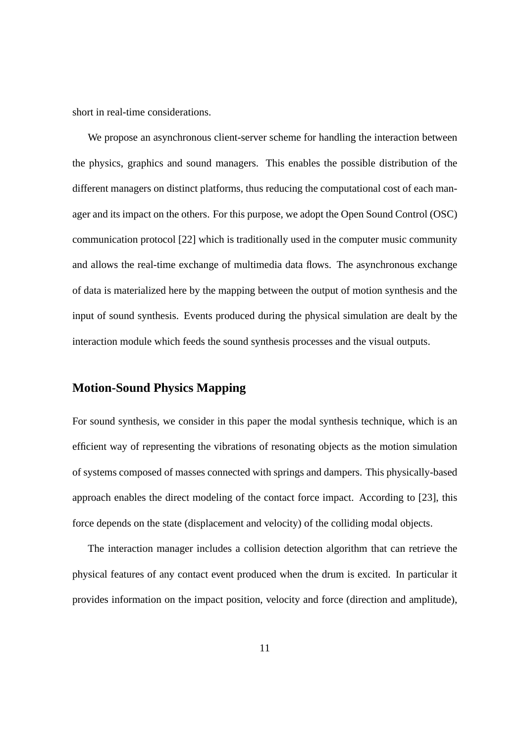short in real-time considerations.

We propose an asynchronous client-server scheme for handling the interaction between the physics, graphics and sound managers. This enables the possible distribution of the different managers on distinct platforms, thus reducing the computational cost of each manager and its impact on the others. For this purpose, we adopt the Open Sound Control (OSC) communication protocol [22] which is traditionally used in the computer music community and allows the real-time exchange of multimedia data flows. The asynchronous exchange of data is materialized here by the mapping between the output of motion synthesis and the input of sound synthesis. Events produced during the physical simulation are dealt by the interaction module which feeds the sound synthesis processes and the visual outputs.

## Motion-Sound Physics Mapping

For sound synthesis, we consider in this paper the modal synthesis technique, which is an efficient way of representing the vibrations of resonating objects as the motion simulation of systems composed of masses connected with springs and dampers. This physically-based approach enables the direct modeling of the contact force impact. According to [23], this force depends on the state (displacement and velocity) of the colliding modal objects.

The interaction manager includes a collision detection algorithm that can retrieve the physical features of any contact event produced when the drum is excited. In particular it provides information on the impact position, velocity and force (direction and amplitude),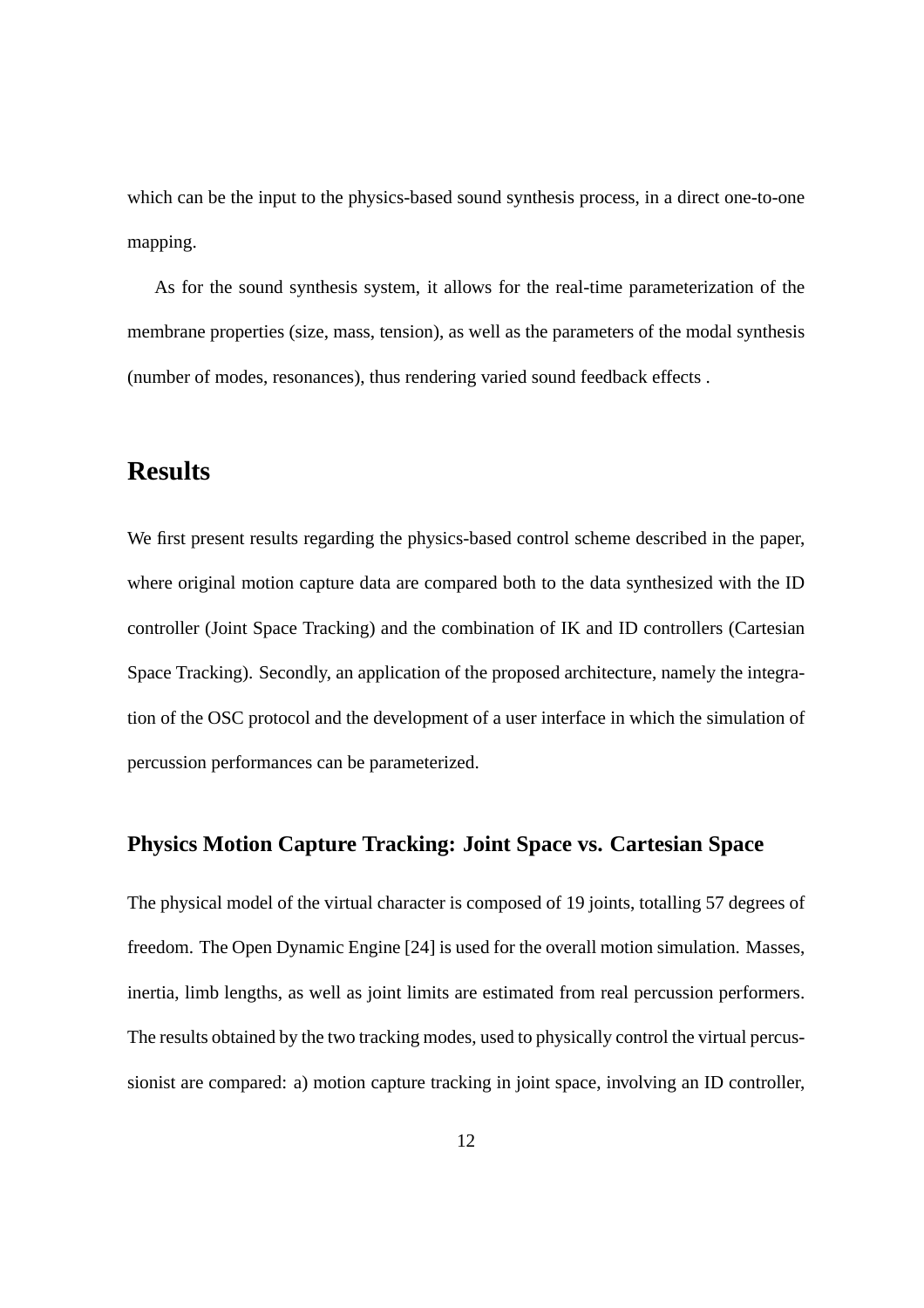which can be the input to the physics-based sound synthesis process, in a direct one-to-one mapping.

As for the sound synthesis system, it allows for the real-time parameterization of the membrane properties (size, mass, tension), as well as the parameters of the modal synthesis (number of modes, resonances), thus rendering varied sound feedback effects .

## Results

We first present results regarding the physics-based control scheme described in the paper, where original motion capture data are compared both to the data synthesized with the ID controller (Joint Space Tracking) and the combination of IK and ID controllers (Cartesian Space Tracking). Secondly, an application of the proposed architecture, namely the integration of the OSC protocol and the development of a user interface in which the simulation of percussion performances can be parameterized.

### Physics Motion Capture Tracking: Joint Space vs. Cartesian Space

The physical model of the virtual character is composed of 19 joints, totalling 57 degrees of freedom. The Open Dynamic Engine [24] is used for the overall motion simulation. Masses, inertia, limb lengths, as well as joint limits are estimated from real percussion performers. The results obtained by the two tracking modes, used to physically control the virtual percussionist are compared: a) motion capture tracking in joint space, involving an ID controller,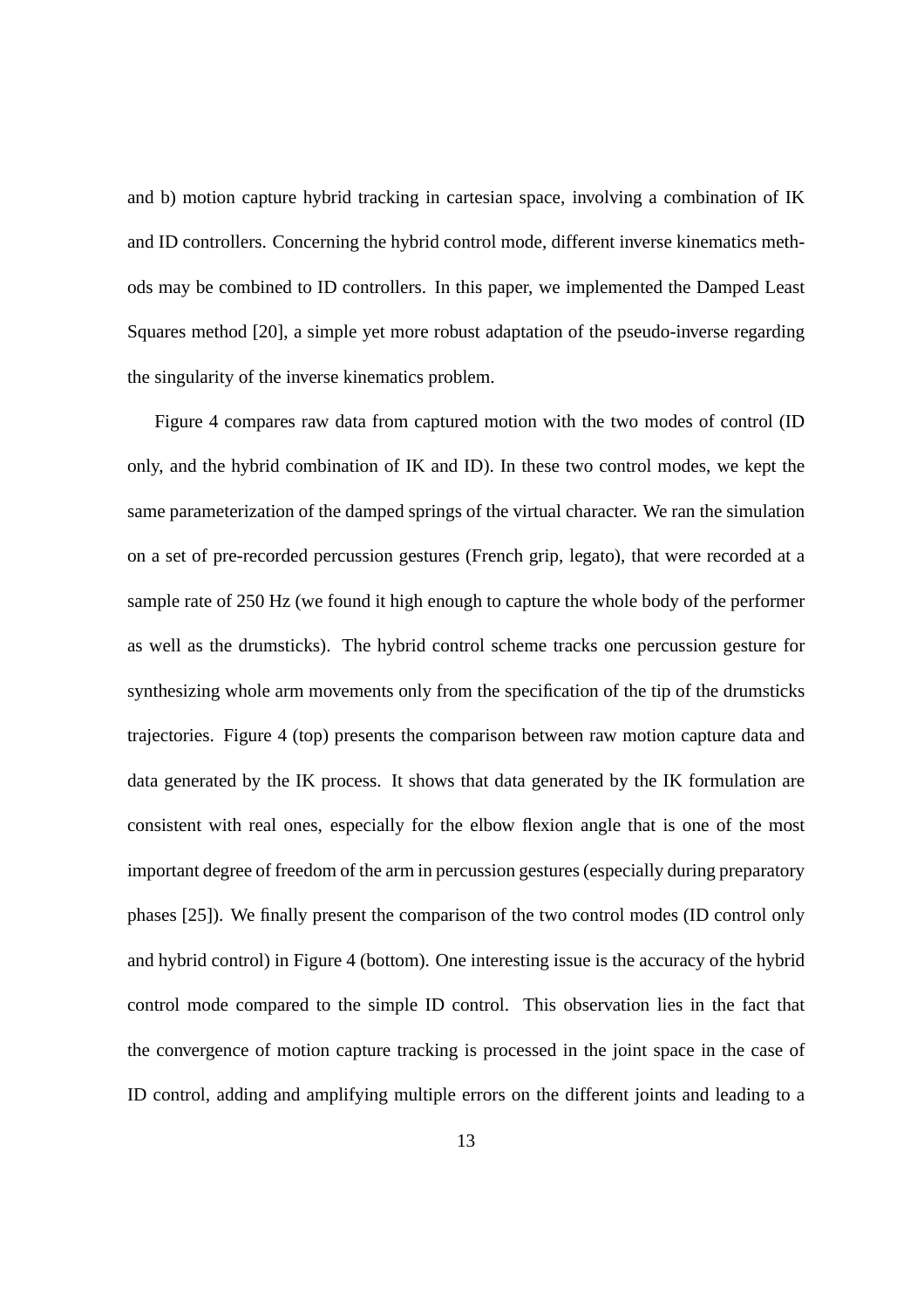and b) motion capture hybrid tracking in cartesian space, involving a combination of IK and ID controllers. Concerning the hybrid control mode, different inverse kinematics methods may be combined to ID controllers. In this paper, we implemented the Damped Least Squares method [20], a simple yet more robust adaptation of the pseudo-inverse regarding the singularity of the inverse kinematics problem.

Figure 4 compares raw data from captured motion with the two modes of control (ID only, and the hybrid combination of IK and ID). In these two control modes, we kept the same parameterization of the damped springs of the virtual character. We ran the simulation on a set of pre-recorded percussion gestures (French grip, legato), that were recorded at a sample rate of 250 Hz (we found it high enough to capture the whole body of the performer as well as the drumsticks). The hybrid control scheme tracks one percussion gesture for synthesizing whole arm movements only from the specification of the tip of the drumsticks trajectories. Figure 4 (top) presents the comparison between raw motion capture data and data generated by the IK process. It shows that data generated by the IK formulation are consistent with real ones, especially for the elbow flexion angle that is one of the most important degree of freedom of the arm in percussion gestures (especially during preparatory phases [25]). We finally present the comparison of the two control modes (ID control only and hybrid control) in Figure 4 (bottom). One interesting issue is the accuracy of the hybrid control mode compared to the simple ID control. This observation lies in the fact that the convergence of motion capture tracking is processed in the joint space in the case of ID control, adding and amplifying multiple errors on the different joints and leading to a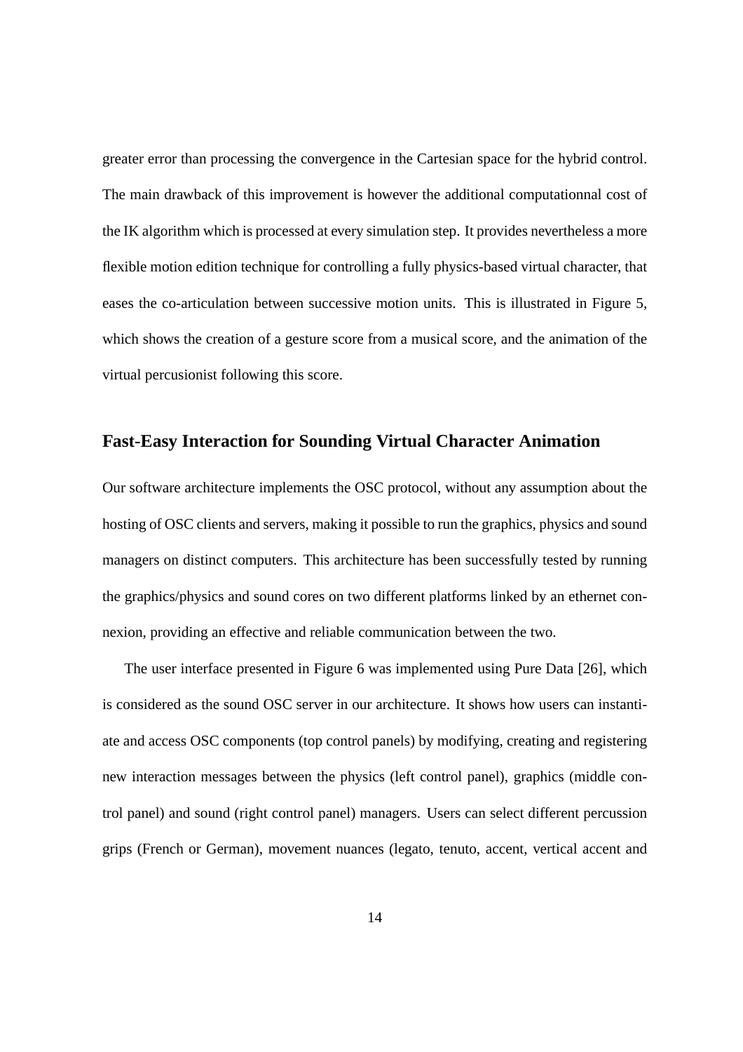greater error than processing the convergence in the Cartesian space for the hybrid control. The main drawback of this improvement is however the additional computationnal cost of the IK algorithm which is processed at every simulation step. It provides nevertheless a more flexible motion edition technique for controlling a fully physics-based virtual character, that eases the co-articulation between successive motion units. This is illustrated in Figure 5, which shows the creation of a gesture score from a musical score, and the animation of the virtual percusionist following this score.

## Fast-Easy Interaction for Sounding Virtual Character Animation

Our software architecture implements the OSC protocol, without any assumption about the hosting of OSC clients and servers, making it possible to run the graphics, physics and sound managers on distinct computers. This architecture has been successfully tested by running the graphics/physics and sound cores on two different platforms linked by an ethernet connexion, providing an effective and reliable communication between the two.

The user interface presented in Figure 6 was implemented using Pure Data [26], which is considered as the sound OSC server in our architecture. It shows how users can instantiate and access OSC components (top control panels) by modifying, creating and registering new interaction messages between the physics (left control panel), graphics (middle control panel) and sound (right control panel) managers. Users can select different percussion grips (French or German), movement nuances (legato, tenuto, accent, vertical accent and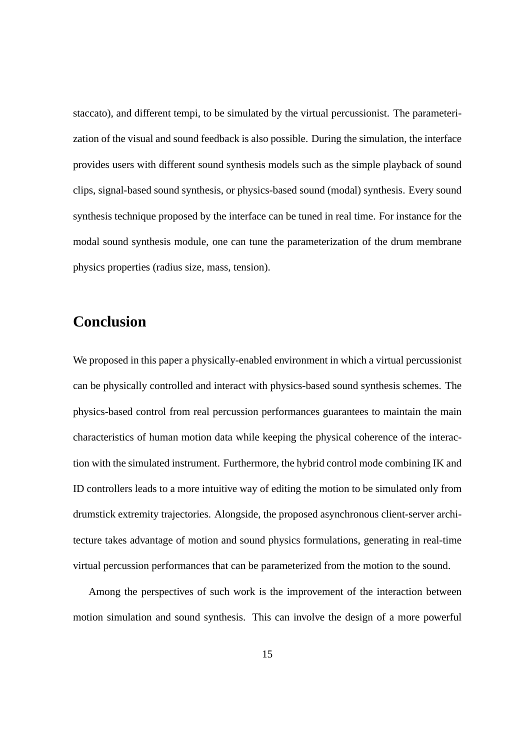staccato), and different tempi, to be simulated by the virtual percussionist. The parameterization of the visual and sound feedback is also possible. During the simulation, the interface provides users with different sound synthesis models such as the simple playback of sound clips, signal-based sound synthesis, or physics-based sound (modal) synthesis. Every sound synthesis technique proposed by the interface can be tuned in real time. For instance for the modal sound synthesis module, one can tune the parameterization of the drum membrane physics properties (radius size, mass, tension).

## Conclusion

We proposed in this paper a physically-enabled environment in which a virtual percussionist can be physically controlled and interact with physics-based sound synthesis schemes. The physics-based control from real percussion performances guarantees to maintain the main characteristics of human motion data while keeping the physical coherence of the interaction with the simulated instrument. Furthermore, the hybrid control mode combining IK and ID controllers leads to a more intuitive way of editing the motion to be simulated only from drumstick extremity trajectories. Alongside, the proposed asynchronous client-server architecture takes advantage of motion and sound physics formulations, generating in real-time virtual percussion performances that can be parameterized from the motion to the sound.

Among the perspectives of such work is the improvement of the interaction between motion simulation and sound synthesis. This can involve the design of a more powerful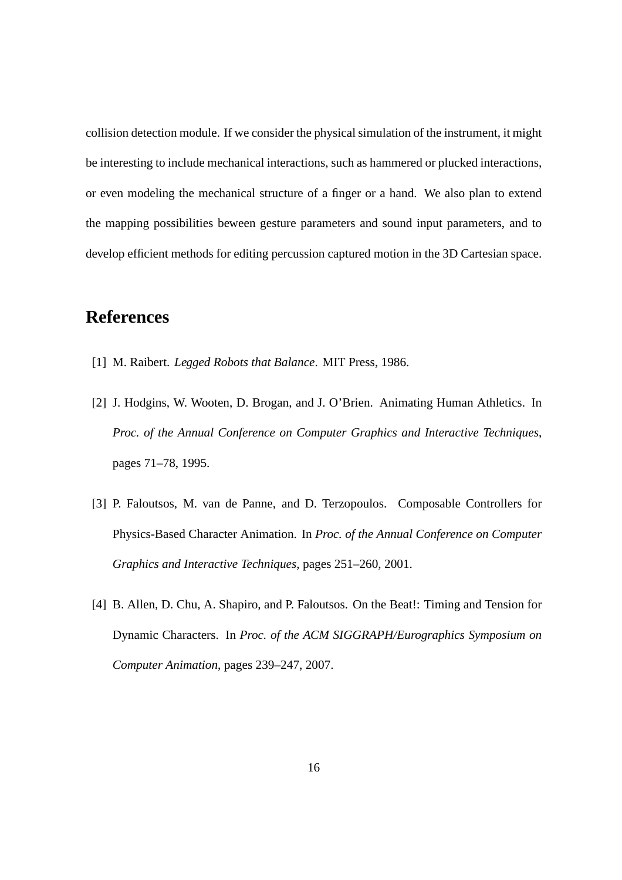collision detection module. If we consider the physical simulation of the instrument, it might be interesting to include mechanical interactions, such as hammered or plucked interactions, or even modeling the mechanical structure of a finger or a hand. We also plan to extend the mapping possibilities beween gesture parameters and sound input parameters, and to develop efficient methods for editing percussion captured motion in the 3D Cartesian space.

## References

[1] M. Raibert. *Legged Robots that Balance*. MIT Press, 1986.

[2] J. Hodgins, W. Wooten, D. Brogan, and J. O'Brien. Animating Human Athletics. In *Proc. of the Annual Conference on Computer Graphics and Interactive Techniques*, pages 71–78, 1995.

[3] P. Faloutsos, M. van de Panne, and D. Terzopoulos. Composable Controllers for Physics-Based Character Animation. In *Proc. of the Annual Conference on Computer Graphics and Interactive Techniques*, pages 251–260, 2001.

[4] B. Allen, D. Chu, A. Shapiro, and P. Faloutsos. On the Beat!: Timing and Tension for Dynamic Characters. In *Proc. of the ACM SIGGRAPH/Eurographics Symposium on Computer Animation*, pages 239–247, 2007.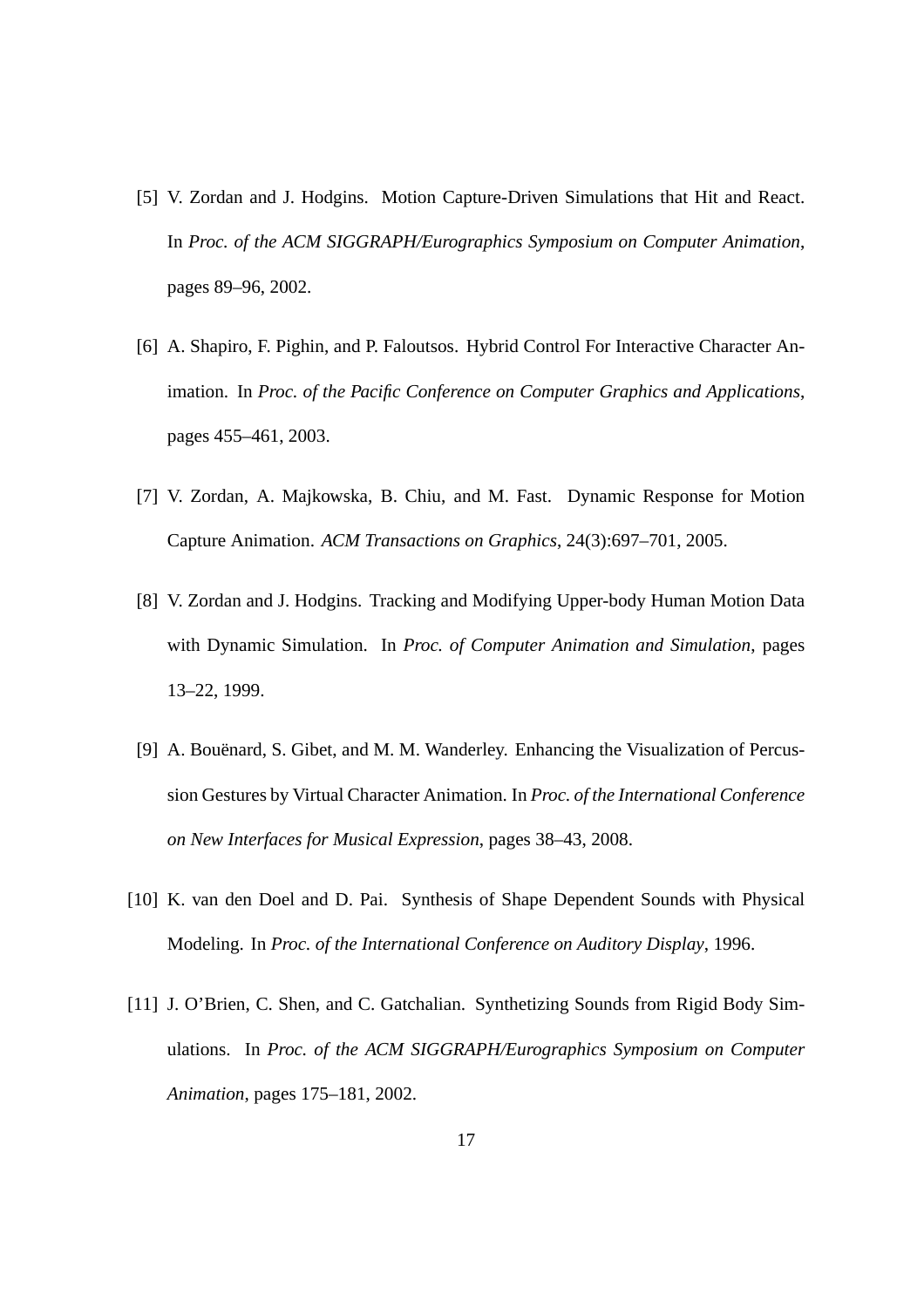[5] V. Zordan and J. Hodgins. Motion Capture-Driven Simulations that Hit and React. In *Proc. of the ACM SIGGRAPH/Eurographics Symposium on Computer Animation*, pages 89–96, 2002.

[6] A. Shapiro, F. Pighin, and P. Faloutsos. Hybrid Control For Interactive Character Animation. In *Proc. of the Pacific Conference on Computer Graphics and Applications*, pages 455–461, 2003.

[7] V. Zordan, A. Majkowska, B. Chiu, and M. Fast. Dynamic Response for Motion Capture Animation. *ACM Transactions on Graphics*, 24(3):697–701, 2005.

[8] V. Zordan and J. Hodgins. Tracking and Modifying Upper-body Human Motion Data with Dynamic Simulation. In *Proc. of Computer Animation and Simulation*, pages 13–22, 1999.

[9] A. Bouënard, S. Gibet, and M. M. Wanderley. Enhancing the Visualization of Percussion Gestures by Virtual Character Animation. In *Proc. of the International Conference on New Interfaces for Musical Expression*, pages 38–43, 2008.

[10] K. van den Doel and D. Pai. Synthesis of Shape Dependent Sounds with Physical Modeling. In *Proc. of the International Conference on Auditory Display*, 1996.

[11] J. O'Brien, C. Shen, and C. Gatchalian. Synthetizing Sounds from Rigid Body Simulations. In *Proc. of the ACM SIGGRAPH/Eurographics Symposium on Computer Animation*, pages 175–181, 2002.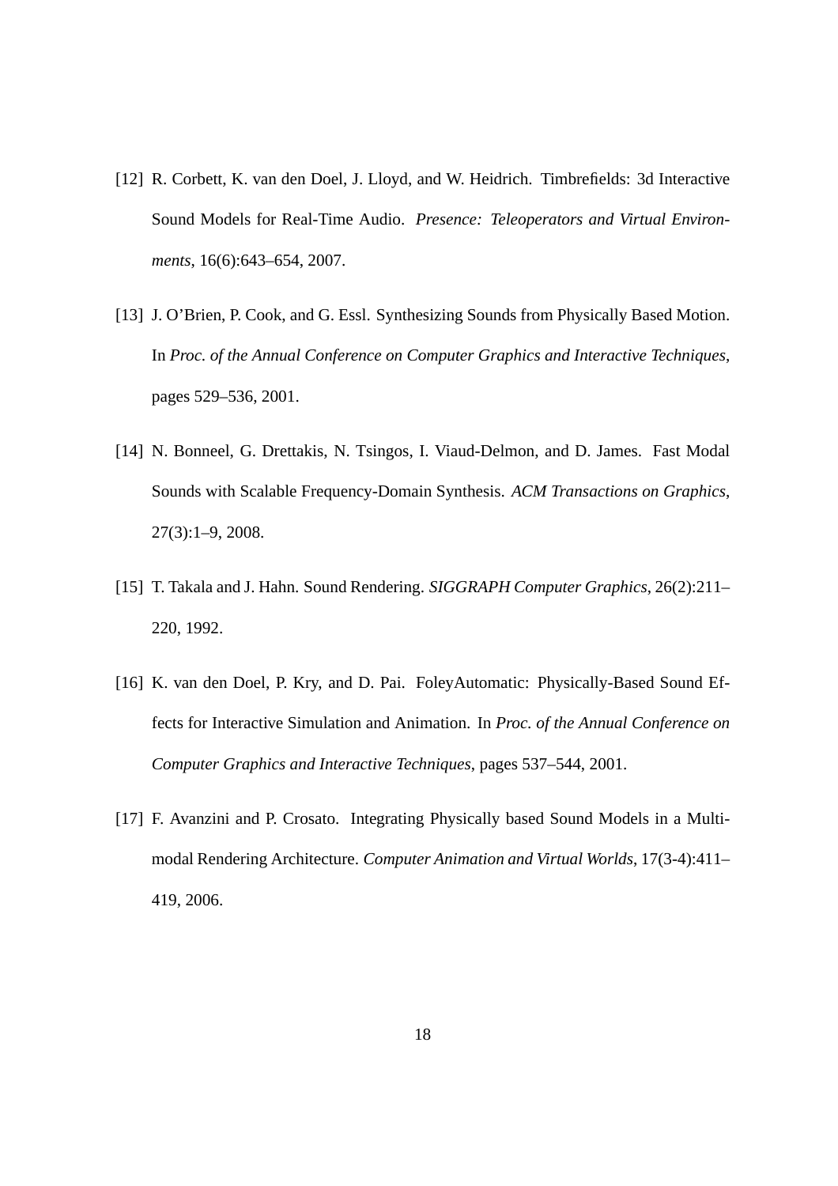[12] R. Corbett, K. van den Doel, J. Lloyd, and W. Heidrich. Timbrefields: 3d Interactive Sound Models for Real-Time Audio. *Presence: Teleoperators and Virtual Environments*, 16(6):643–654, 2007.

[13] J. O'Brien, P. Cook, and G. Essl. Synthesizing Sounds from Physically Based Motion. In *Proc. of the Annual Conference on Computer Graphics and Interactive Techniques*, pages 529–536, 2001.

[14] N. Bonneel, G. Drettakis, N. Tsingos, I. Viaud-Delmon, and D. James. Fast Modal Sounds with Scalable Frequency-Domain Synthesis. *ACM Transactions on Graphics*, 27(3):1–9, 2008.

[15] T. Takala and J. Hahn. Sound Rendering. *SIGGRAPH Computer Graphics*, 26(2):211–220, 1992.

[16] K. van den Doel, P. Kry, and D. Pai. FoleyAutomatic: Physically-Based Sound Effects for Interactive Simulation and Animation. In *Proc. of the Annual Conference on Computer Graphics and Interactive Techniques*, pages 537–544, 2001.

[17] F. Avanzini and P. Crosato. Integrating Physically based Sound Models in a Multimodal Rendering Architecture. *Computer Animation and Virtual Worlds*, 17(3-4):411–419, 2006.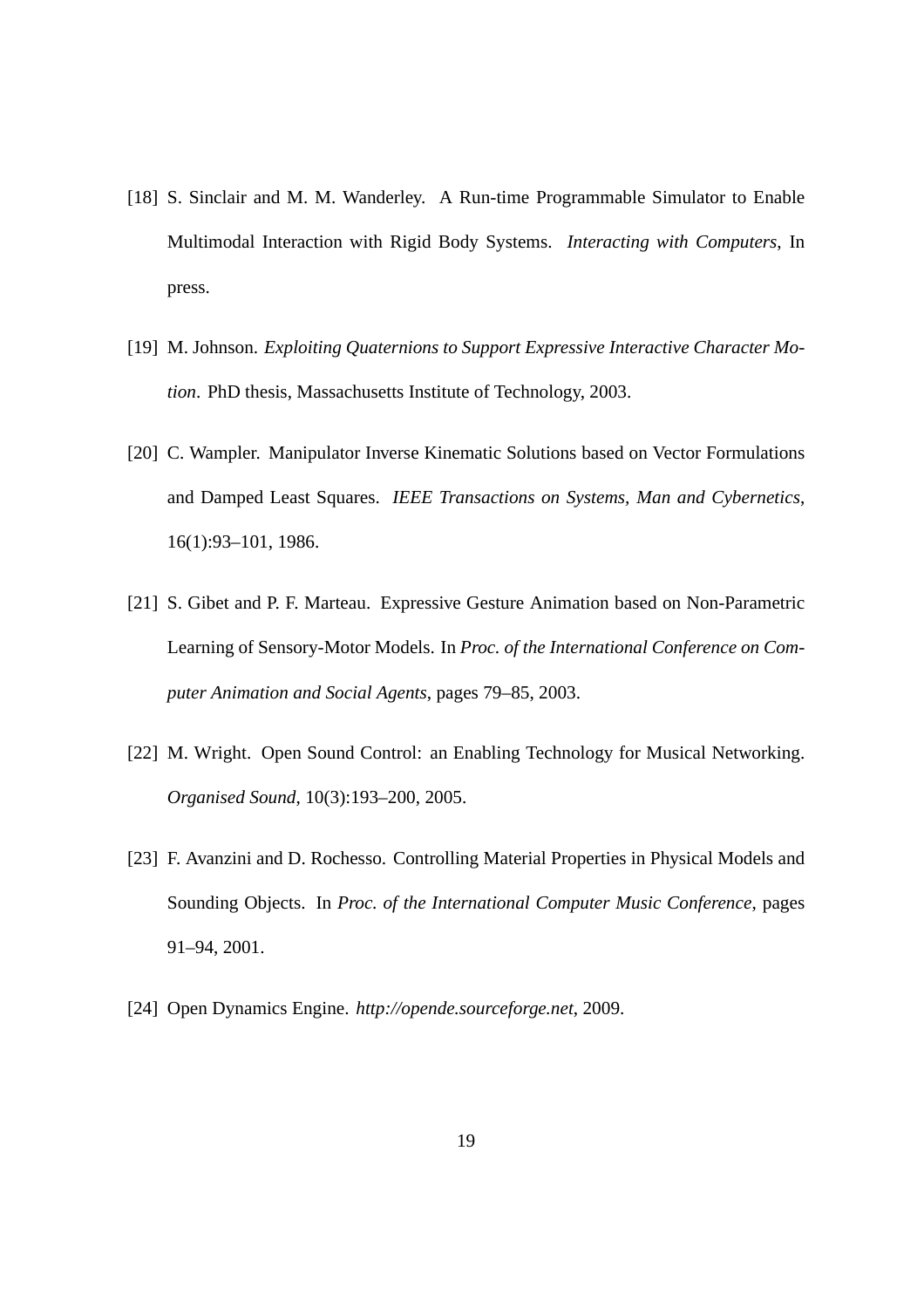[18] S. Sinclair and M. M. Wanderley. A Run-time Programmable Simulator to Enable Multimodal Interaction with Rigid Body Systems. *Interacting with Computers*, In press.

[19] M. Johnson. *Exploiting Quaternions to Support Expressive Interactive Character Motion*. PhD thesis, Massachusetts Institute of Technology, 2003.

[20] C. Wampler. Manipulator Inverse Kinematic Solutions based on Vector Formulations and Damped Least Squares. *IEEE Transactions on Systems, Man and Cybernetics*, 16(1):93–101, 1986.

[21] S. Gibet and P. F. Marteau. Expressive Gesture Animation based on Non-Parametric Learning of Sensory-Motor Models. In *Proc. of the International Conference on Computer Animation and Social Agents*, pages 79–85, 2003.

[22] M. Wright. Open Sound Control: an Enabling Technology for Musical Networking. *Organised Sound*, 10(3):193–200, 2005.

[23] F. Avanzini and D. Rochesso. Controlling Material Properties in Physical Models and Sounding Objects. In *Proc. of the International Computer Music Conference*, pages 91–94, 2001.

[24] Open Dynamics Engine. *http://opende.sourceforge.net*, 2009.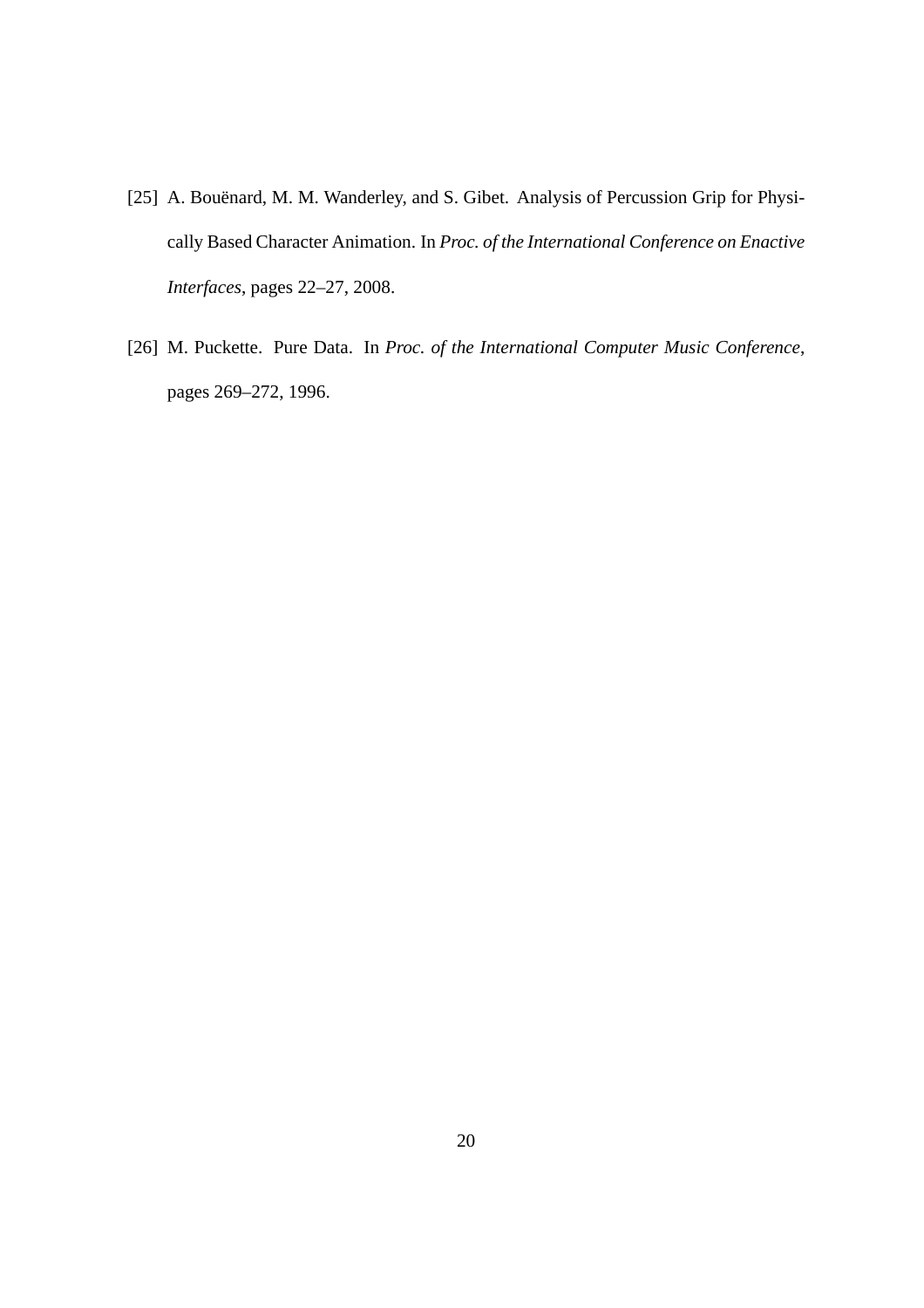[25] A. Bouënard, M. M. Wanderley, and S. Gibet. Analysis of Percussion Grip for Physically Based Character Animation. In *Proc. of the International Conference on Enactive Interfaces*, pages 22–27, 2008.

[26] M. Puckette. Pure Data. In *Proc. of the International Computer Music Conference*, pages 269–272, 1996.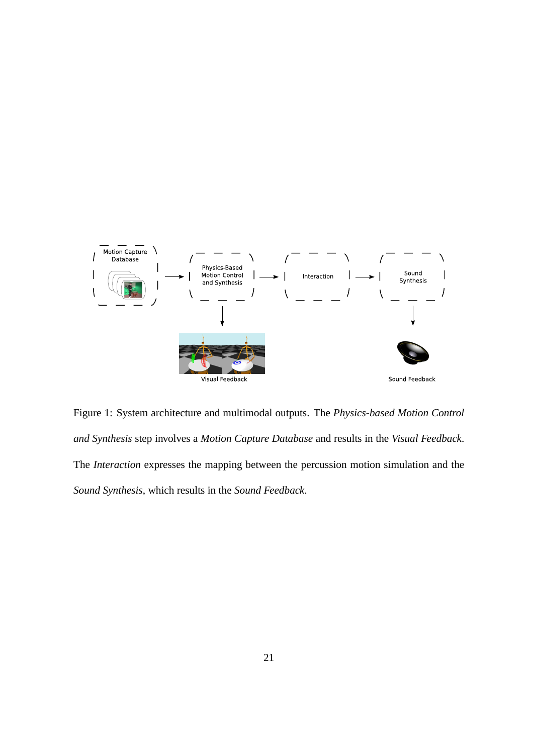Figure 1: System architecture and multimodal outputs. The *Physics-based Motion Control and Synthesis* step involves a *Motion Capture Database* and results in the *Visual Feedback*. The *Interaction* expresses the mapping between the percussion motion simulation and the *Sound Synthesis*, which results in the *Sound Feedback*.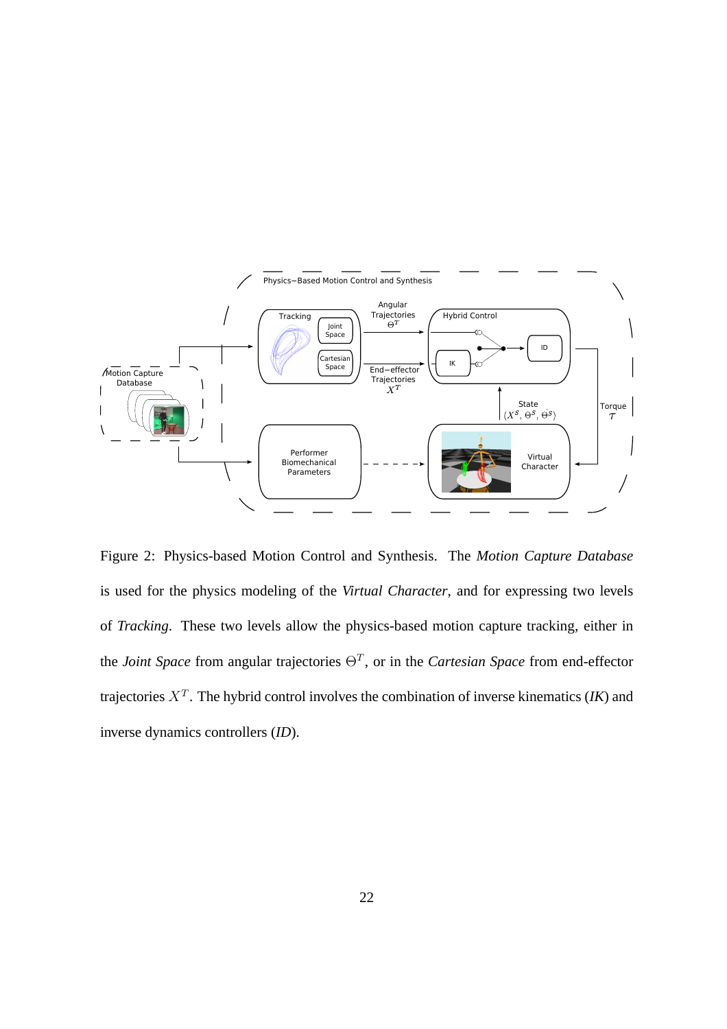Figure 2: Physics-based Motion Control and Synthesis. The *Motion Capture Database* is used for the physics modeling of the *Virtual Character*, and for expressing two levels of *Tracking*. These two levels allow the physics-based motion capture tracking, either in the *Joint Space* from angular trajectories $\Theta^T$, or in the *Cartesian Space* from end-effector trajectories $X^T$. The hybrid control involves the combination of inverse kinematics (*IK*) and inverse dynamics controllers (*ID*).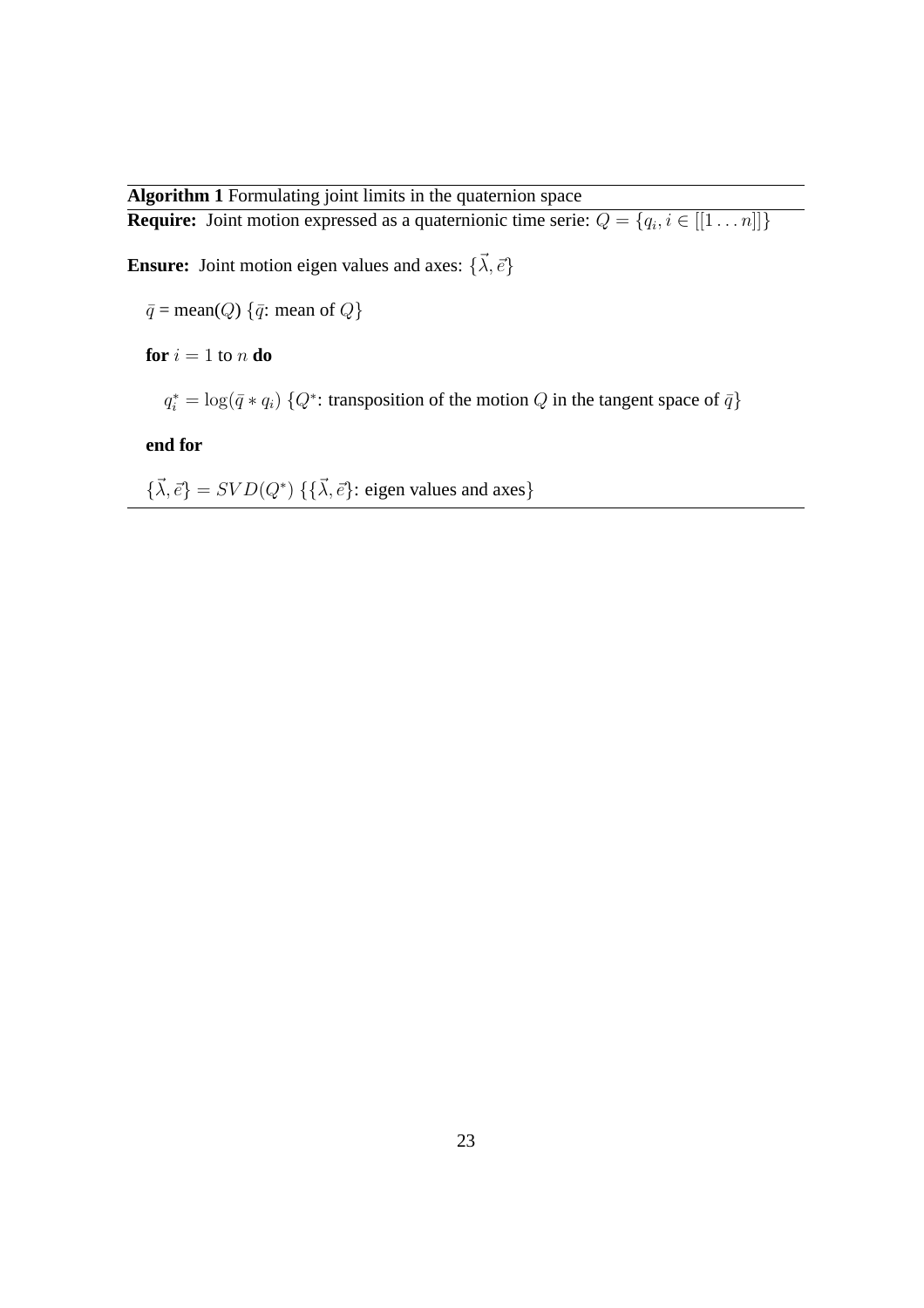**Algorithm 1** Formulating joint limits in the quaternion space

**Require:** Joint motion expressed as a quaternionic time serie: $Q = \{q_i, i \in [[1 \ldots n]]\}$

**Ensure:** Joint motion eigen values and axes: $\{\vec{\lambda}, \vec{e}\}$

$\bar{q}$ = mean($Q$) $\{\bar{q}$: mean of $Q\}$

**for** $i = 1$ to $n$ **do**

$q_i^* = \log(\bar{q} * q_i)$ $\{Q^*$: transposition of the motion $Q$ in the tangent space of $\bar{q}\}$

**end for**

$\{\vec{\lambda}, \vec{e}\} = SVD(Q^*)$ $\{\{\vec{\lambda}, \vec{e}\}$: eigen values and axes$\}$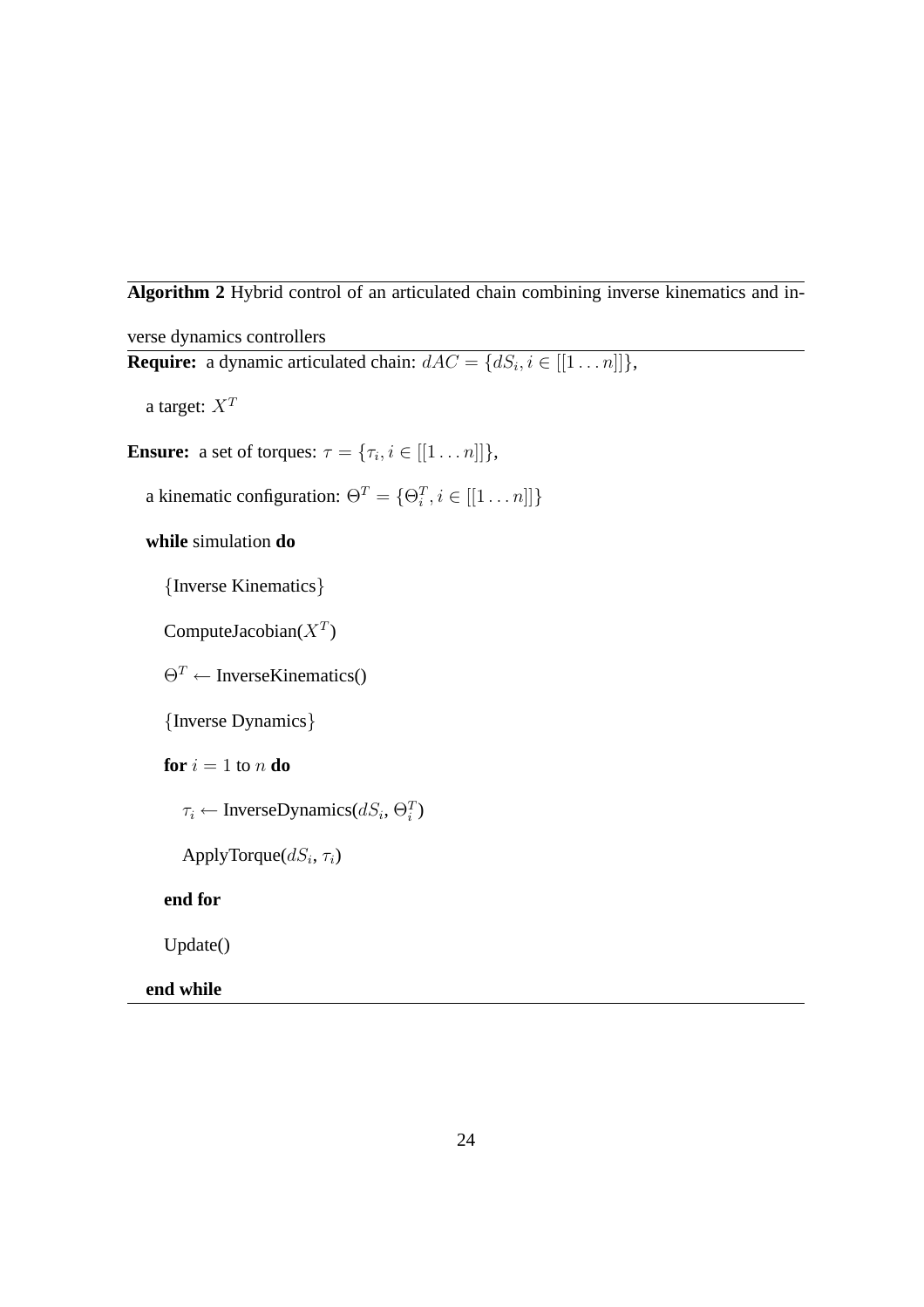**Algorithm 2** Hybrid control of an articulated chain combining inverse kinematics and inverse dynamics controllers

**Require:** a dynamic articulated chain: $dAC = \{dS_i, i \in [[1 \ldots n]]\}$,

a target: $X^T$

**Ensure:** a set of torques: $\tau = \{\tau_i, i \in [[1 \ldots n]]\}$,

a kinematic configuration: $\Theta^T = \{\Theta_i^T, i \in [[1 \ldots n]]\}$

**while** simulation **do**

  {Inverse Kinematics}

  ComputeJacobian($X^T$)

  $\Theta^T \leftarrow$ InverseKinematics()

  {Inverse Dynamics}

  **for** $i = 1$ to $n$ **do**

    $\tau_i \leftarrow$ InverseDynamics($dS_i$, $\Theta_i^T$)

    ApplyTorque($dS_i$, $\tau_i$)

  **end for**

  Update()

**end while**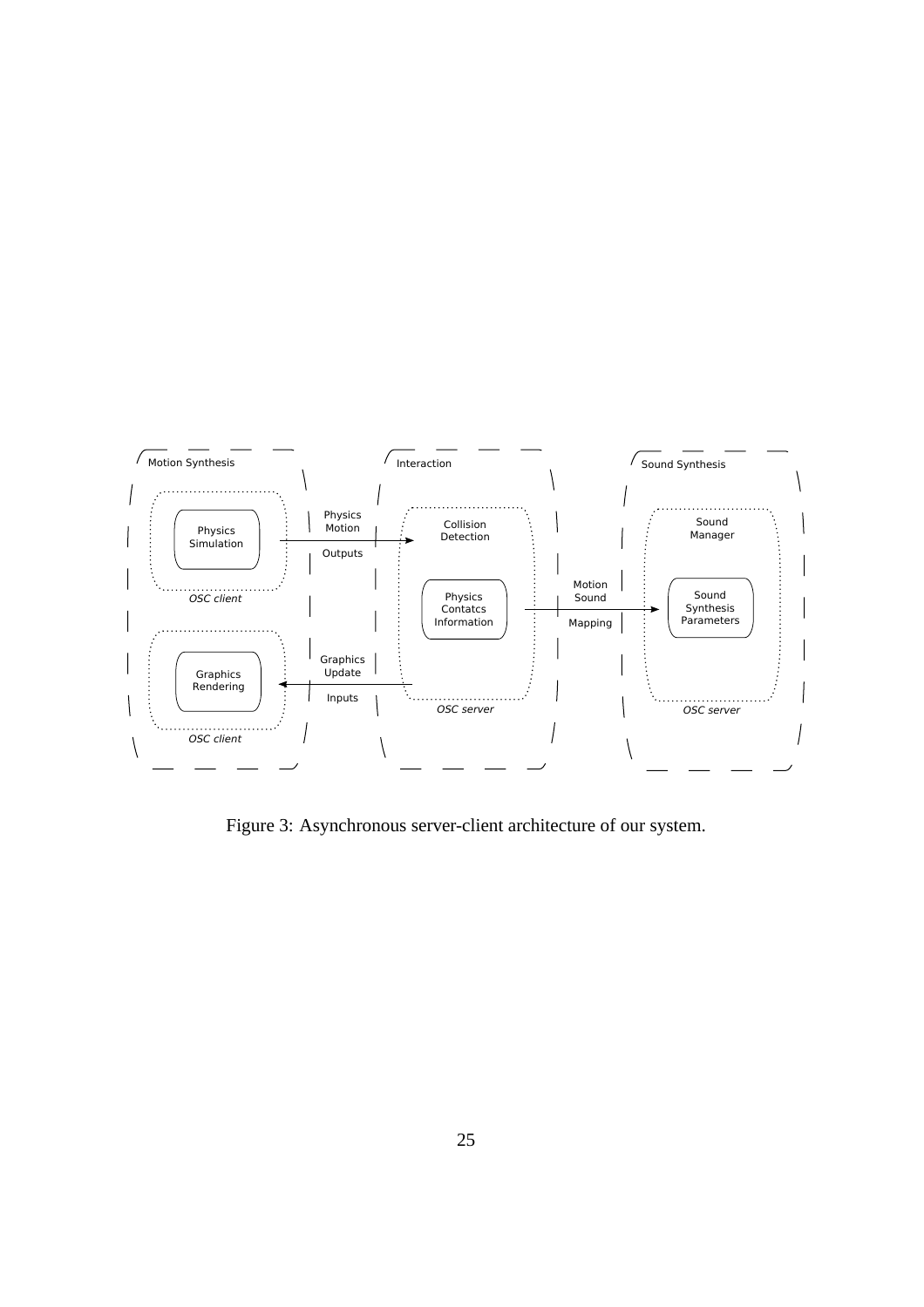Figure 3: Asynchronous server-client architecture of our system.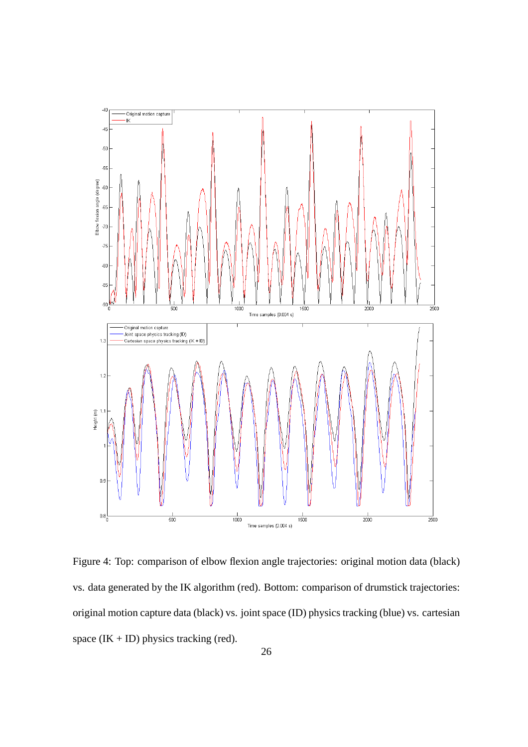Figure 4: Top: comparison of elbow flexion angle trajectories: original motion data (black) vs. data generated by the IK algorithm (red). Bottom: comparison of drumstick trajectories: original motion capture data (black) vs. joint space (ID) physics tracking (blue) vs. cartesian space (IK + ID) physics tracking (red).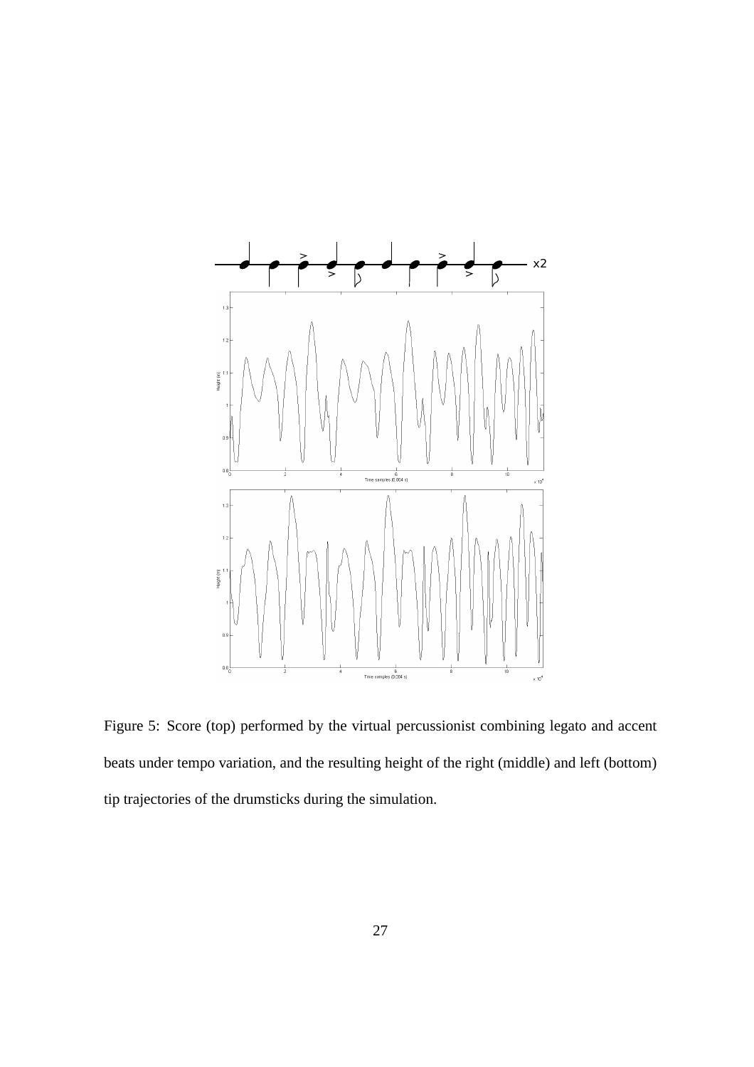Figure 5: Score (top) performed by the virtual percussionist combining legato and accent beats under tempo variation, and the resulting height of the right (middle) and left (bottom) tip trajectories of the drumsticks during the simulation.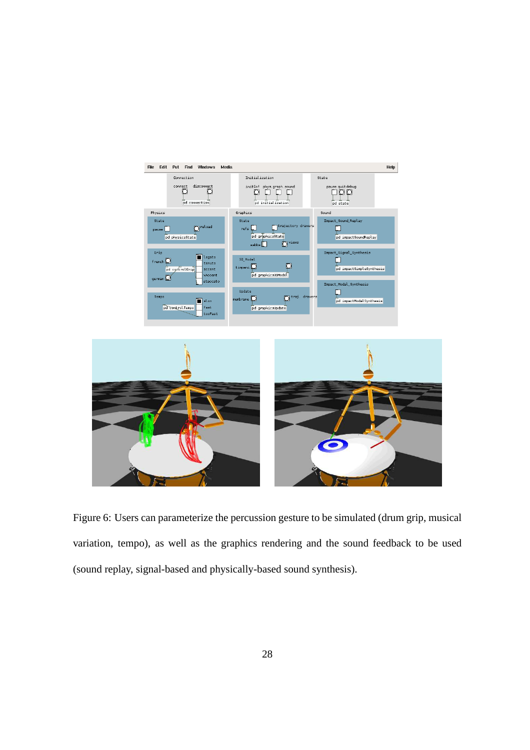Figure 6: Users can parameterize the percussion gesture to be simulated (drum grip, musical variation, tempo), as well as the graphics rendering and the sound feedback to be used (sound replay, signal-based and physically-based sound synthesis).